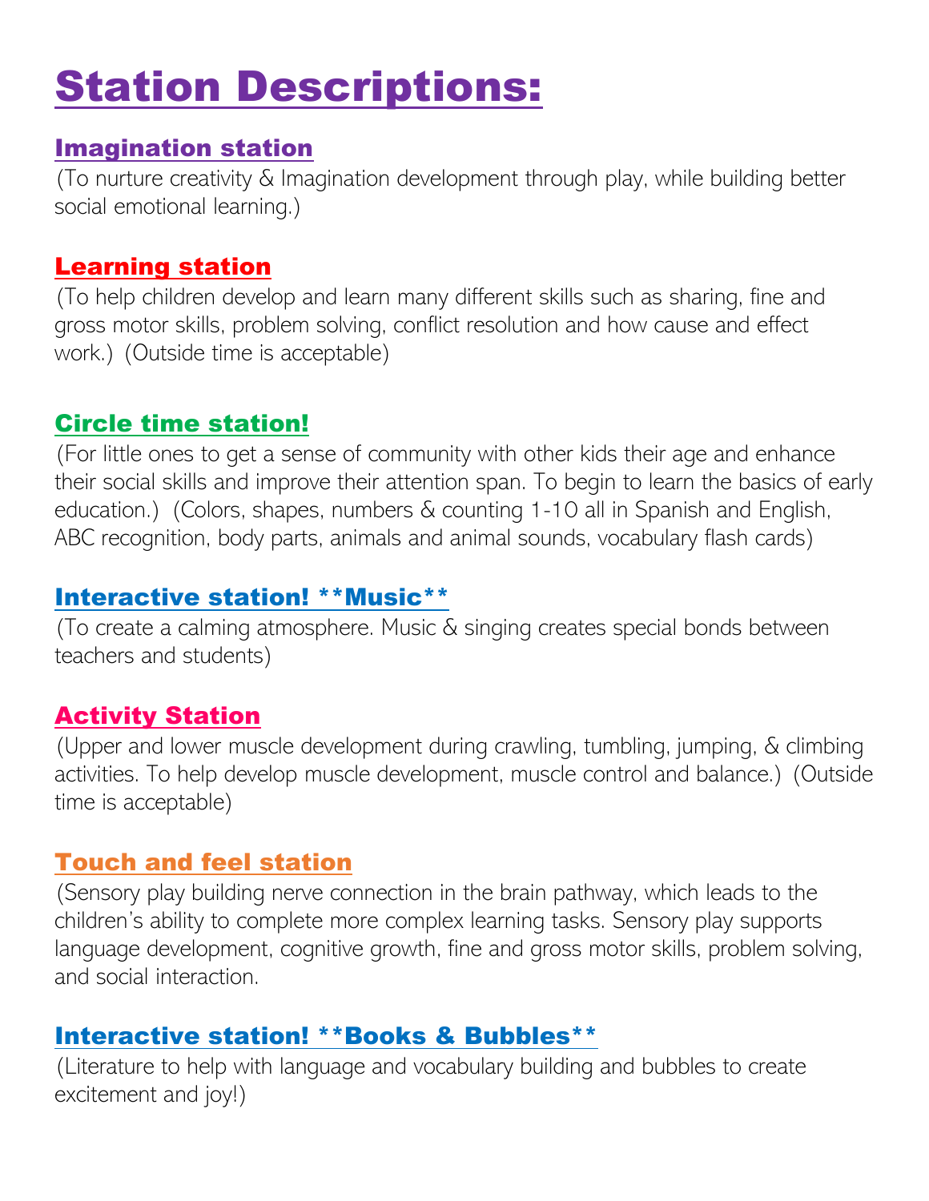# Station Descriptions:

## Imagination station

(To nurture creativity & Imagination development through play, while building better social emotional learning.)

## Learning station

(To help children develop and learn many different skills such as sharing, fine and gross motor skills, problem solving, conflict resolution and how cause and effect work.) (Outside time is acceptable)

## Circle time station!

(For little ones to get a sense of community with other kids their age and enhance their social skills and improve their attention span. To begin to learn the basics of early education.) (Colors, shapes, numbers & counting 1-10 all in Spanish and English, ABC recognition, body parts, animals and animal sounds, vocabulary flash cards)

## Interactive station! **Music**

(To create a calming atmosphere. Music & singing creates special bonds between teachers and students)

## Activity Station

(Upper and lower muscle development during crawling, tumbling, jumping, & climbing activities. To help develop muscle development, muscle control and balance.) (Outside time is acceptable)

## Touch and feel station

(Sensory play building nerve connection in the brain pathway, which leads to the children's ability to complete more complex learning tasks. Sensory play supports language development, cognitive growth, fine and gross motor skills, problem solving, and social interaction.

## Interactive station! **Books & Bubbles**

(Literature to help with language and vocabulary building and bubbles to create excitement and joy!)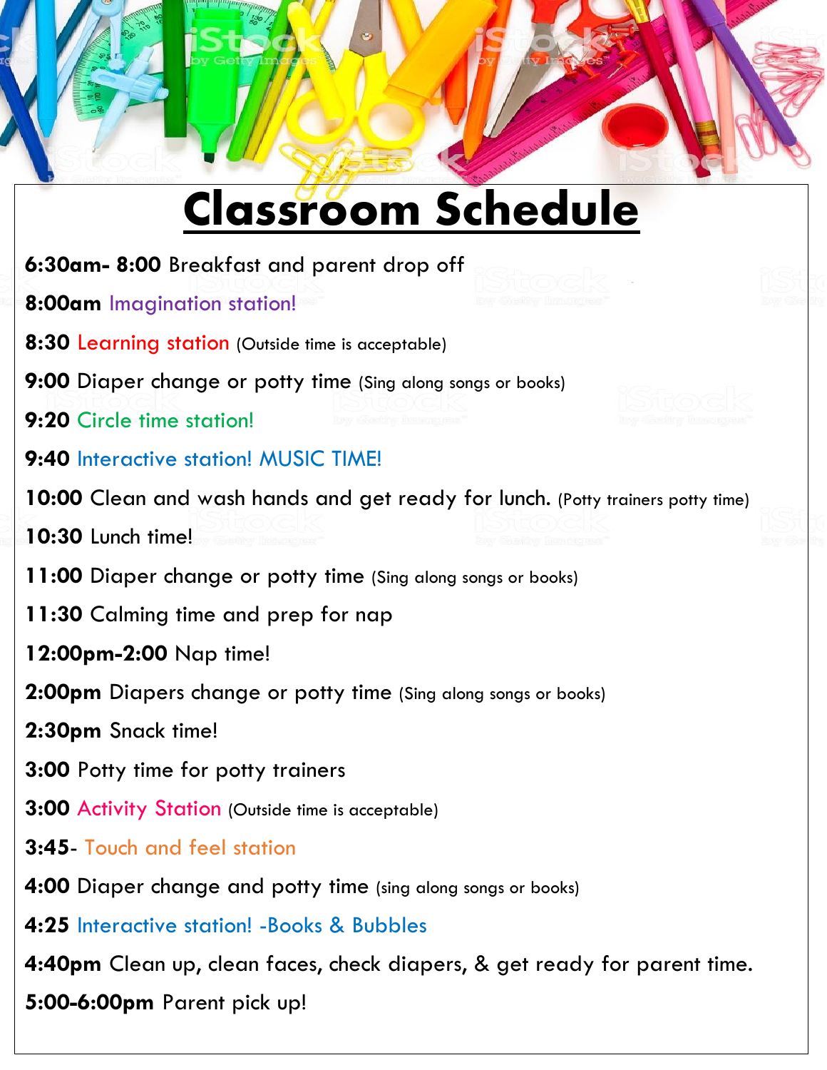# Classroom Schedule

**6:30am- 8:00** Breakfast and parent drop off

**8:00am** Imagination station!

**8:30** Learning station (Outside time is acceptable)

**9:00** Diaper change or potty time (Sing along songs or books)

**9:20** Circle time station!

**9:40** Interactive station! MUSIC TIME!

**10:00** Clean and wash hands and get ready for lunch. (Potty trainers potty time)

**10:30** Lunch time!

**11:00** Diaper change or potty time (Sing along songs or books)

**11:30** Calming time and prep for nap

**12:00pm-2:00** Nap time!

**2:00pm** Diapers change or potty time (Sing along songs or books)

**2:30pm** Snack time!

**3:00** Potty time for potty trainers

**3:00** Activity Station (Outside time is acceptable)

**3:45**- Touch and feel station

**4:00** Diaper change and potty time (sing along songs or books)

**4:25** Interactive station! -Books & Bubbles

**4:40pm** Clean up, clean faces, check diapers, & get ready for parent time.

**5:00-6:00pm** Parent pick up!